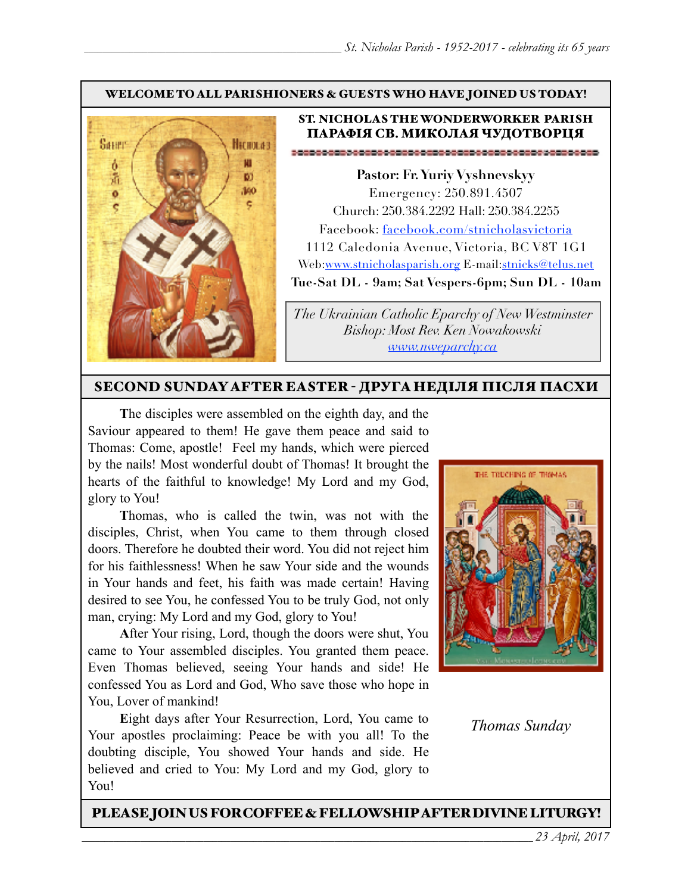**WELCOME TO ALL PARISHIONERS & GUESTS WHO HAVE JOINED US TODAY!**

# ST. NICHOLAS THE WONDERWORKER PARISH
# ПАРАФІЯ СВ. МИКОЛАЯ ЧУДОТВОРЦЯ

**Pastor: Fr. Yuriy Vyshnevskyy**

Emergency: 250.891.4507

Church: 250.384.2292 Hall: 250.384.2255

Facebook: facebook.com/stnicholasvictoria

1112 Caledonia Avenue, Victoria, BC V8T 1G1

Web:www.stnicholasparish.org E-mail:stnicks@telus.net

**Tue-Sat DL - 9am; Sat Vespers-6pm; Sun DL - 10am**

*The Ukrainian Catholic Eparchy of New Westminster*
*Bishop: Most Rev. Ken Nowakowski*
*www.nweparchy.ca*

## SECOND SUNDAY AFTER EASTER - ДРУГА НЕДІЛЯ ПІСЛЯ ПАСХИ

**T**he disciples were assembled on the eighth day, and the Saviour appeared to them! He gave them peace and said to Thomas: Come, apostle! Feel my hands, which were pierced by the nails! Most wonderful doubt of Thomas! It brought the hearts of the faithful to knowledge! My Lord and my God, glory to You!

**T**homas, who is called the twin, was not with the disciples, Christ, when You came to them through closed doors. Therefore he doubted their word. You did not reject him for his faithlessness! When he saw Your side and the wounds in Your hands and feet, his faith was made certain! Having desired to see You, he confessed You to be truly God, not only man, crying: My Lord and my God, glory to You!

**A**fter Your rising, Lord, though the doors were shut, You came to Your assembled disciples. You granted them peace. Even Thomas believed, seeing Your hands and side! He confessed You as Lord and God, Who save those who hope in You, Lover of mankind!

**E**ight days after Your Resurrection, Lord, You came to Your apostles proclaiming: Peace be with you all! To the doubting disciple, You showed Your hands and side. He believed and cried to You: My Lord and my God, glory to You!

*Thomas Sunday*

**PLEASE JOIN US FOR COFFEE & FELLOWSHIP AFTER DIVINE LITURGY!**

*23 April, 2017*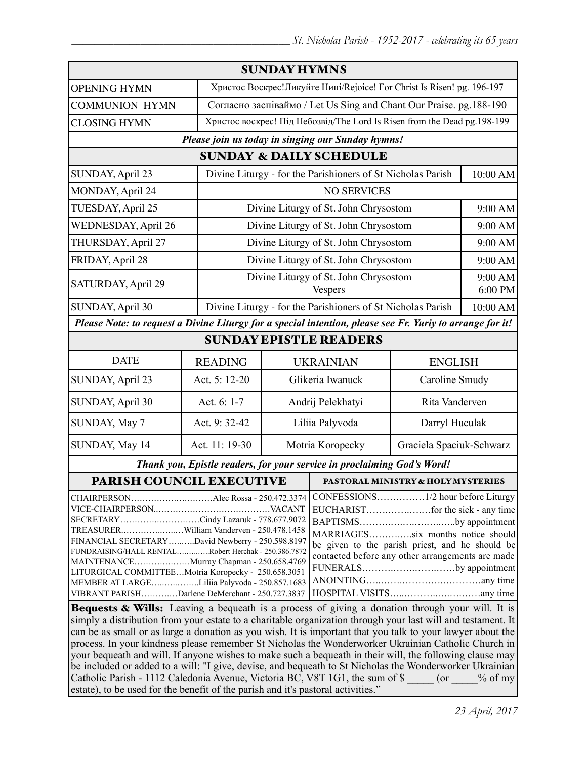## SUNDAY HYMNS

| | |
|---|---|
| OPENING HYMN | Христос Воскрес!Ликуйте Нині/Rejoice! For Christ Is Risen! pg. 196-197 |
| COMMUNION HYMN | Согласно заспіваймо / Let Us Sing and Chant Our Praise. pg.188-190 |
| CLOSING HYMN | Христос воскрес! Під Небозвід/The Lord Is Risen from the Dead pg.198-199 |

***Please join us today in singing our Sunday hymns!***

## SUNDAY & DAILY SCHEDULE

| | | |
|---|---|---|
| SUNDAY, April 23 | Divine Liturgy - for the Parishioners of St Nicholas Parish | 10:00 AM |
| MONDAY, April 24 | NO SERVICES | |
| TUESDAY, April 25 | Divine Liturgy of St. John Chrysostom | 9:00 AM |
| WEDNESDAY, April 26 | Divine Liturgy of St. John Chrysostom | 9:00 AM |
| THURSDAY, April 27 | Divine Liturgy of St. John Chrysostom | 9:00 AM |
| FRIDAY, April 28 | Divine Liturgy of St. John Chrysostom | 9:00 AM |
| SATURDAY, April 29 | Divine Liturgy of St. John Chrysostom<br>Vespers | 9:00 AM<br>6:00 PM |
| SUNDAY, April 30 | Divine Liturgy - for the Parishioners of St Nicholas Parish | 10:00 AM |

***Please Note: to request a Divine Liturgy for a special intention, please see Fr. Yuriy to arrange for it!***

## SUNDAY EPISTLE READERS

| DATE | READING | UKRAINIAN | ENGLISH |
|---|---|---|---|
| SUNDAY, April 23 | Act. 5: 12-20 | Glikeria Iwanuck | Caroline Smudy |
| SUNDAY, April 30 | Act. 6: 1-7 | Andrij Pelekhatyi | Rita Vanderven |
| SUNDAY, May 7 | Act. 9: 32-42 | Liliia Palyvoda | Darryl Huculak |
| SUNDAY, May 14 | Act. 11: 19-30 | Motria Koropecky | Graciela Spaciuk-Schwarz |

***Thank you, Epistle readers, for your service in proclaiming God's Word!***

## PARISH COUNCIL EXECUTIVE

CHAIRPERSON……………………….Alec Rossa - 250.472.3374
VICE-CHAIRPERSON…………………………………VACANT
SECRETARY……………………….Cindy Lazaruk - 778.677.9072
TREASURER………………….William Vanderven - 250.478.1458
FINANCIAL SECRETARY……….David Newberry - 250.598.8197
FUNDRAISING/HALL RENTAL…………..Robert Herchak - 250.386.7872
MAINTENANCE………………Murray Chapman - 250.658.4769
LITURGICAL COMMITTEE…Motria Koropecky - 250.658.3051
MEMBER AT LARGE……………..Liliia Palyvoda - 250.857.1683
VIBRANT PARISH…………Darlene DeMerchant - 250.727.3837

## PASTORAL MINISTRY & HOLY MYSTERIES

CONFESSIONS……………1/2 hour before Liturgy
EUCHARIST……………..for the sick - any time
BAPTISMS………………………..by appointment
MARRIAGES………….six months notice should be given to the parish priest, and he should be contacted before any other arrangements are made
FUNERALS……………………….by appointment
ANOINTING………………………………any time
HOSPITAL VISITS……………………….any time

**Bequests & Wills:** Leaving a bequeath is a process of giving a donation through your will. It is simply a distribution from your estate to a charitable organization through your last will and testament. It can be as small or as large a donation as you wish. It is important that you talk to your lawyer about the process. In your kindness please remember St Nicholas the Wonderworker Ukrainian Catholic Church in your bequeath and will. If anyone wishes to make such a bequeath in their will, the following clause may be included or added to a will: "I give, devise, and bequeath to St Nicholas the Wonderworker Ukrainian Catholic Parish - 1112 Caledonia Avenue, Victoria BC, V8T 1G1, the sum of $ _____ (or _____% of my estate), to be used for the benefit of the parish and it's pastoral activities."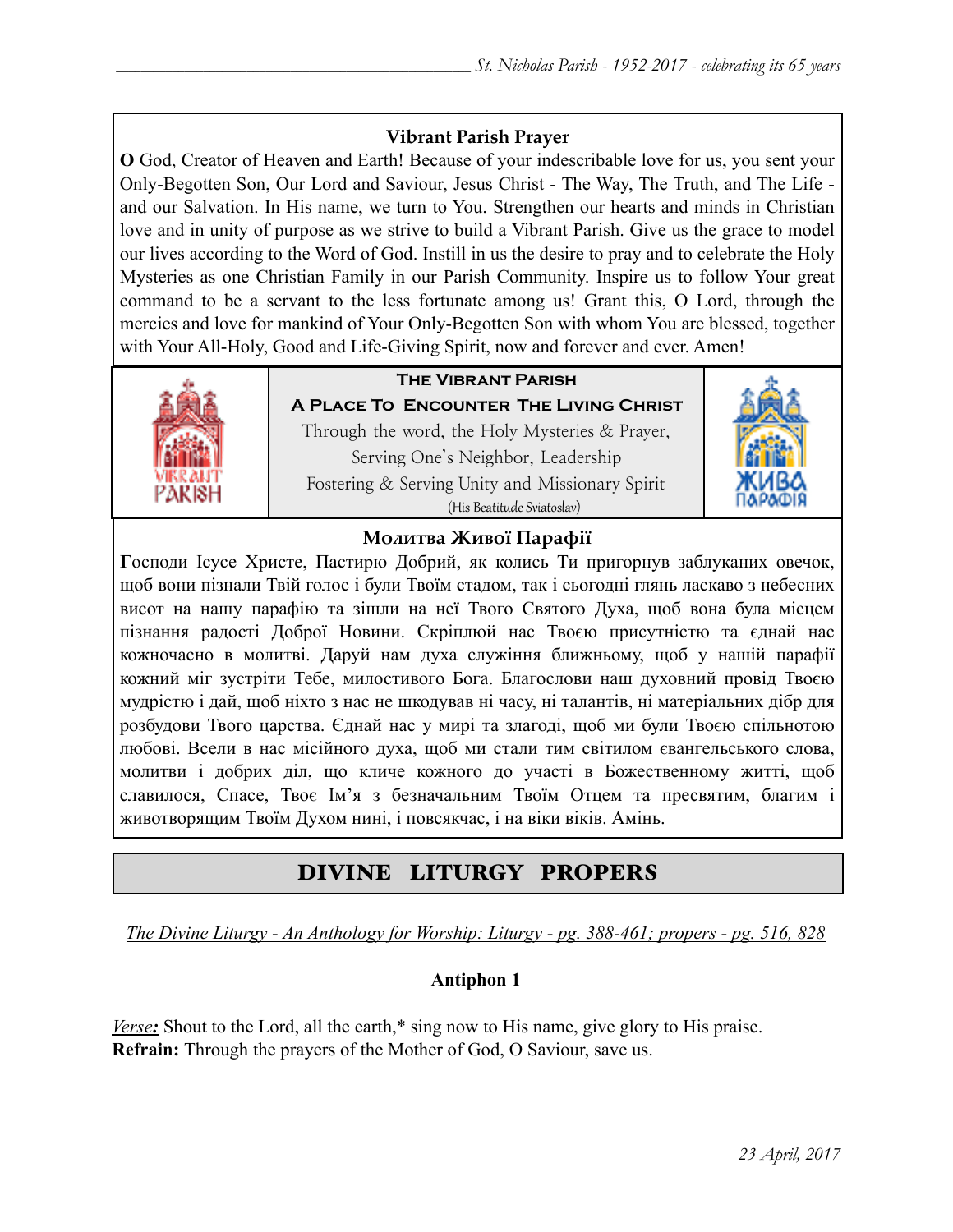### Vibrant Parish Prayer

**O** God, Creator of Heaven and Earth! Because of your indescribable love for us, you sent your Only-Begotten Son, Our Lord and Saviour, Jesus Christ - The Way, The Truth, and The Life - and our Salvation. In His name, we turn to You. Strengthen our hearts and minds in Christian love and in unity of purpose as we strive to build a Vibrant Parish. Give us the grace to model our lives according to the Word of God. Instill in us the desire to pray and to celebrate the Holy Mysteries as one Christian Family in our Parish Community. Inspire us to follow Your great command to be a servant to the less fortunate among us! Grant this, O Lord, through the mercies and love for mankind of Your Only-Begotten Son with whom You are blessed, together with Your All-Holy, Good and Life-Giving Spirit, now and forever and ever. Amen!

**The Vibrant Parish**

**A Place To Encounter The Living Christ**

Through the word, the Holy Mysteries & Prayer,
Serving One's Neighbor, Leadership
Fostering & Serving Unity and Missionary Spirit
(His Beatitude Sviatoslav)

### Молитва Живої Парафії

**Г**осподи Ісусе Христе, Пастирю Добрий, як колись Ти пригорнув заблуканих овечок, щоб вони пізнали Твій голос і були Твоїм стадом, так і сьогодні глянь ласкаво з небесних висот на нашу парафію та зішли на неї Твого Святого Духа, щоб вона була місцем пізнання радості Доброї Новини. Скріплюй нас Твоєю присутністю та єднай нас кожночасно в молитві. Даруй нам духа служіння ближньому, щоб у нашій парафії кожний міг зустріти Тебе, милостивого Бога. Благослови наш духовний провід Твоєю мудрістю і дай, щоб ніхто з нас не шкодував ні часу, ні талантів, ні матеріальних дібр для розбудови Твого царства. Єднай нас у мирі та злагоді, щоб ми були Твоєю спільнотою любові. Всели в нас місійного духа, щоб ми стали тим світилом євангельського слова, молитви і добрих діл, що кличе кожного до участі в Божественному житті, щоб славилося, Спасе, Твоє Ім'я з безначальним Твоїм Отцем та пресвятим, благим і животворящим Твоїм Духом нині, і повсякчас, і на віки віків. Амінь.

## DIVINE LITURGY PROPERS

*The Divine Liturgy - An Anthology for Worship: Liturgy - pg. 388-461; propers - pg. 516, 828*

**Antiphon 1**

*Verse:* Shout to the Lord, all the earth,* sing now to His name, give glory to His praise.
**Refrain:** Through the prayers of the Mother of God, O Saviour, save us.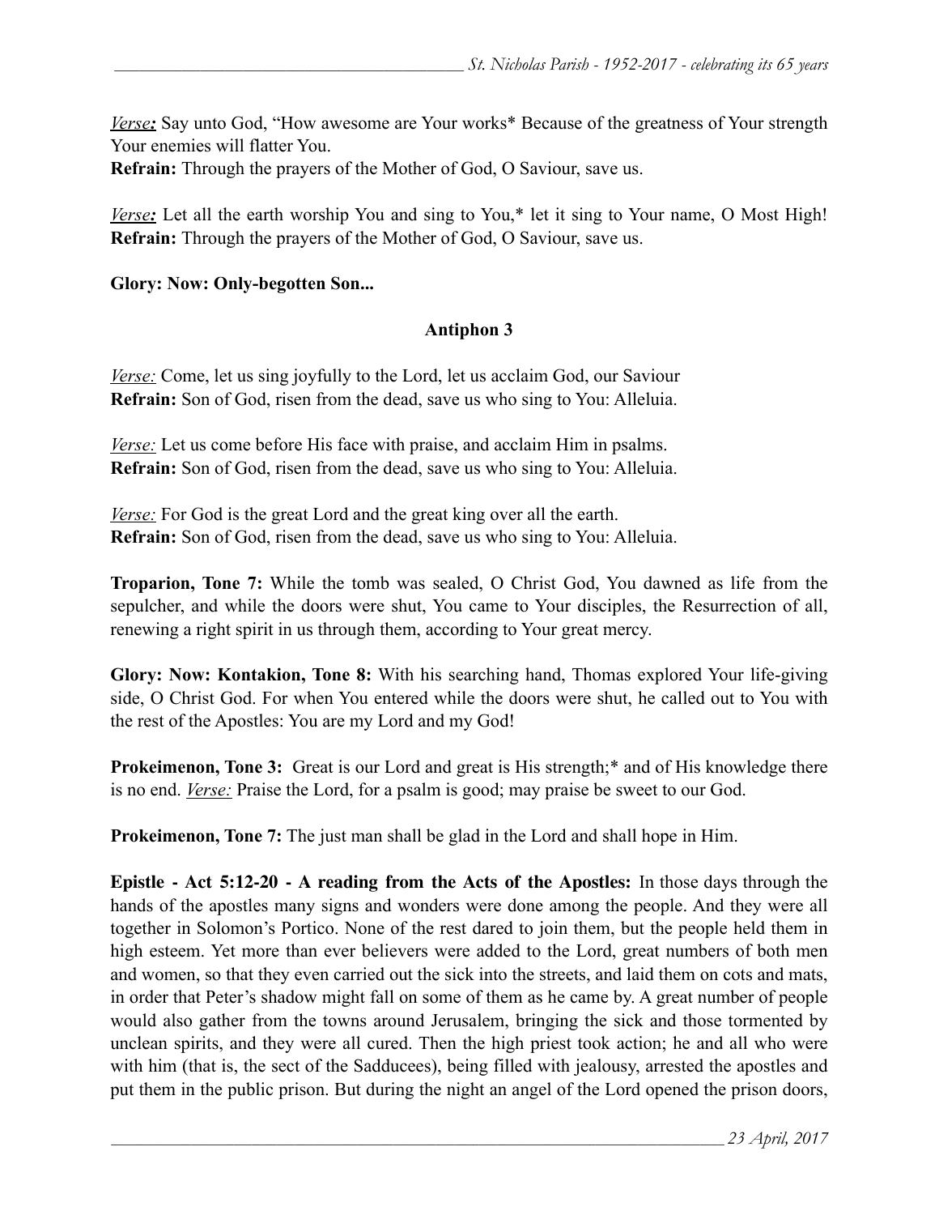*__Verse:__* Say unto God, “How awesome are Your works* Because of the greatness of Your strength Your enemies will flatter You.
**Refrain:** Through the prayers of the Mother of God, O Saviour, save us.

*__Verse:__* Let all the earth worship You and sing to You,* let it sing to Your name, O Most High!
**Refrain:** Through the prayers of the Mother of God, O Saviour, save us.

**Glory: Now: Only-begotten Son...**

### Antiphon 3

*__Verse:__* Come, let us sing joyfully to the Lord, let us acclaim God, our Saviour
**Refrain:** Son of God, risen from the dead, save us who sing to You: Alleluia.

*__Verse:__* Let us come before His face with praise, and acclaim Him in psalms.
**Refrain:** Son of God, risen from the dead, save us who sing to You: Alleluia.

*__Verse:__* For God is the great Lord and the great king over all the earth.
**Refrain:** Son of God, risen from the dead, save us who sing to You: Alleluia.

**Troparion, Tone 7:** While the tomb was sealed, O Christ God, You dawned as life from the sepulcher, and while the doors were shut, You came to Your disciples, the Resurrection of all, renewing a right spirit in us through them, according to Your great mercy.

**Glory: Now: Kontakion, Tone 8:** With his searching hand, Thomas explored Your life-giving side, O Christ God. For when You entered while the doors were shut, he called out to You with the rest of the Apostles: You are my Lord and my God!

**Prokeimenon, Tone 3:** Great is our Lord and great is His strength;* and of His knowledge there is no end. *__Verse:__* Praise the Lord, for a psalm is good; may praise be sweet to our God.

**Prokeimenon, Tone 7:** The just man shall be glad in the Lord and shall hope in Him.

**Epistle - Act 5:12-20 - A reading from the Acts of the Apostles:** In those days through the hands of the apostles many signs and wonders were done among the people. And they were all together in Solomon’s Portico. None of the rest dared to join them, but the people held them in high esteem. Yet more than ever believers were added to the Lord, great numbers of both men and women, so that they even carried out the sick into the streets, and laid them on cots and mats, in order that Peter’s shadow might fall on some of them as he came by. A great number of people would also gather from the towns around Jerusalem, bringing the sick and those tormented by unclean spirits, and they were all cured. Then the high priest took action; he and all who were with him (that is, the sect of the Sadducees), being filled with jealousy, arrested the apostles and put them in the public prison. But during the night an angel of the Lord opened the prison doors,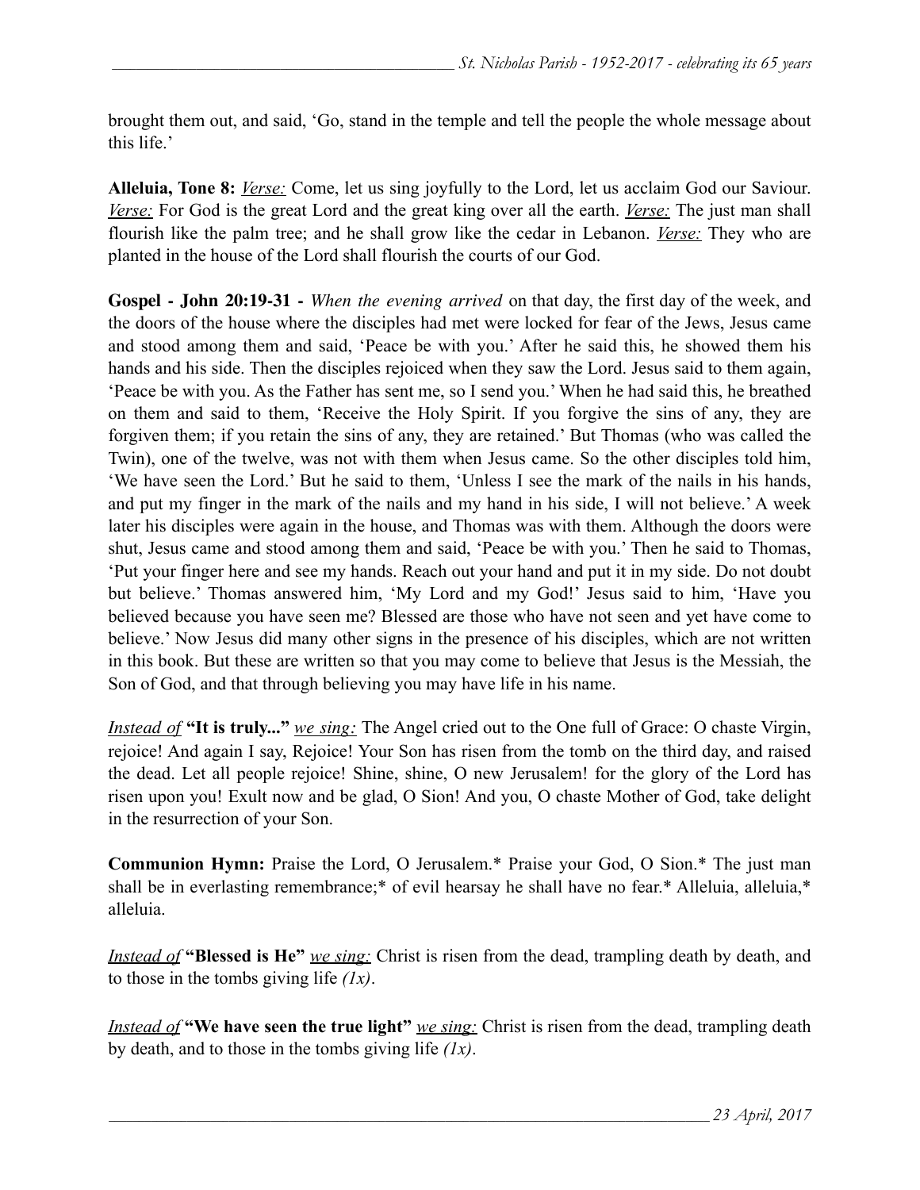brought them out, and said, 'Go, stand in the temple and tell the people the whole message about this life.'

**Alleluia, Tone 8:** _Verse:_ Come, let us sing joyfully to the Lord, let us acclaim God our Saviour. _Verse:_ For God is the great Lord and the great king over all the earth. _Verse:_ The just man shall flourish like the palm tree; and he shall grow like the cedar in Lebanon. _Verse:_ They who are planted in the house of the Lord shall flourish the courts of our God.

**Gospel - John 20:19-31 -** *When the evening arrived* on that day, the first day of the week, and the doors of the house where the disciples had met were locked for fear of the Jews, Jesus came and stood among them and said, 'Peace be with you.' After he said this, he showed them his hands and his side. Then the disciples rejoiced when they saw the Lord. Jesus said to them again, 'Peace be with you. As the Father has sent me, so I send you.' When he had said this, he breathed on them and said to them, 'Receive the Holy Spirit. If you forgive the sins of any, they are forgiven them; if you retain the sins of any, they are retained.' But Thomas (who was called the Twin), one of the twelve, was not with them when Jesus came. So the other disciples told him, 'We have seen the Lord.' But he said to them, 'Unless I see the mark of the nails in his hands, and put my finger in the mark of the nails and my hand in his side, I will not believe.' A week later his disciples were again in the house, and Thomas was with them. Although the doors were shut, Jesus came and stood among them and said, 'Peace be with you.' Then he said to Thomas, 'Put your finger here and see my hands. Reach out your hand and put it in my side. Do not doubt but believe.' Thomas answered him, 'My Lord and my God!' Jesus said to him, 'Have you believed because you have seen me? Blessed are those who have not seen and yet have come to believe.' Now Jesus did many other signs in the presence of his disciples, which are not written in this book. But these are written so that you may come to believe that Jesus is the Messiah, the Son of God, and that through believing you may have life in his name.

_Instead of_ **"It is truly..."** _we sing:_ The Angel cried out to the One full of Grace: O chaste Virgin, rejoice! And again I say, Rejoice! Your Son has risen from the tomb on the third day, and raised the dead. Let all people rejoice! Shine, shine, O new Jerusalem! for the glory of the Lord has risen upon you! Exult now and be glad, O Sion! And you, O chaste Mother of God, take delight in the resurrection of your Son.

**Communion Hymn:** Praise the Lord, O Jerusalem.* Praise your God, O Sion.* The just man shall be in everlasting remembrance;* of evil hearsay he shall have no fear.* Alleluia, alleluia,* alleluia.

_Instead of_ **"Blessed is He"** _we sing:_ Christ is risen from the dead, trampling death by death, and to those in the tombs giving life *(1x)*.

_Instead of_ **"We have seen the true light"** _we sing:_ Christ is risen from the dead, trampling death by death, and to those in the tombs giving life *(1x)*.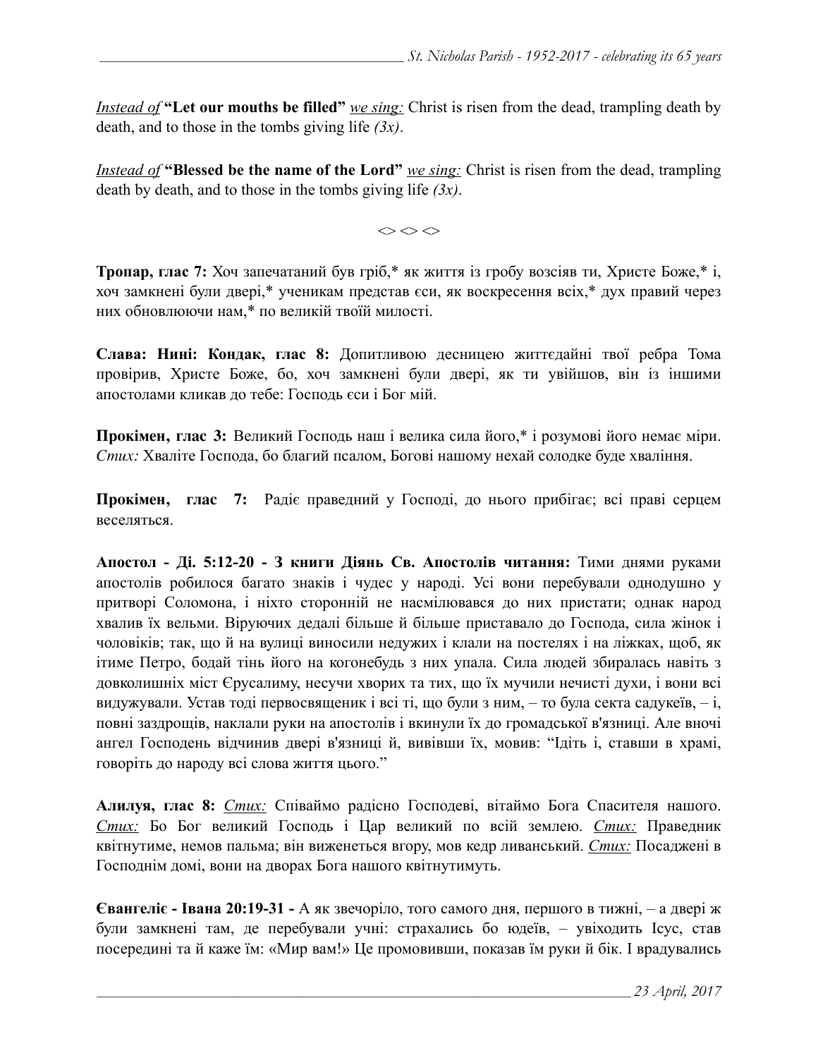*Instead of* **"Let our mouths be filled"** *we sing:* Christ is risen from the dead, trampling death by death, and to those in the tombs giving life *(3x)*.

*Instead of* **"Blessed be the name of the Lord"** *we sing:* Christ is risen from the dead, trampling death by death, and to those in the tombs giving life *(3x)*.

<> <> <>

**Тропар, глас 7:** Хоч запечатаний був гріб,* як життя із гробу возсіяв ти, Христе Боже,* і, хоч замкнені були двері,* ученикам представ єси, як воскресення всіх,* дух правий через них обновлюючи нам,* по великій твоїй милості.

**Слава: Нині: Кондак, глас 8:** Допитливою десницею життєдайні твої ребра Тома провірив, Христе Боже, бо, хоч замкнені були двері, як ти увійшов, він із іншими апостолами кликав до тебе: Господь єси і Бог мій.

**Прокімен, глас 3:** Великий Господь наш і велика сила його,* і розумові його немає міри. *Стих:* Хваліте Господа, бо благий псалом, Богові нашому нехай солодке буде хваління.

**Прокімен, глас 7:** Радіє праведний у Господі, до нього прибігає; всі праві серцем веселяться.

**Апостол - Ді. 5:12-20 - З книги Діянь Св. Апостолів читання:** Тими днями руками апостолів робилося багато знаків і чудес у народі. Усі вони перебували однодушно у притворі Соломона, і ніхто сторонній не насмілювався до них пристати; однак народ хвалив їх вельми. Віруючих дедалі більше й більше приставало до Господа, сила жінок і чоловіків; так, що й на вулиці виносили недужих і клали на постелях і на ліжках, щоб, як ітиме Петро, бодай тінь його на когонебудь з них упала. Сила людей збиралась навіть з довколишніх міст Єрусалиму, несучи хворих та тих, що їх мучили нечисті духи, і вони всі видужували. Устав тоді первосвященик і всі ті, що були з ним, – то була секта садукеїв, – і, повні заздрощів, наклали руки на апостолів і вкинули їх до громадської в'язниці. Але вночі ангел Господень відчинив двері в'язниці й, вивівши їх, мовив: "Ідіть і, ставши в храмі, говоріть до народу всі слова життя цього."

**Алилуя, глас 8:** *Стих:* Співаймо радісно Господеві, вітаймо Бога Спасителя нашого. *Стих:* Бо Бог великий Господь і Цар великий по всій землею. *Стих:* Праведник квітнутиме, немов пальма; він виженеться вгору, мов кедр ливанський. *Стих:* Посаджені в Господнім домі, вони на дворах Бога нашого квітнутимуть.

**Євангеліє - Івана 20:19-31 -** А як звечоріло, того самого дня, першого в тижні, – а двері ж були замкнені там, де перебували учні: страхались бо юдеїв, – увіходить Ісус, став посередині та й каже їм: «Мир вам!» Це промовивши, показав їм руки й бік. І врадувались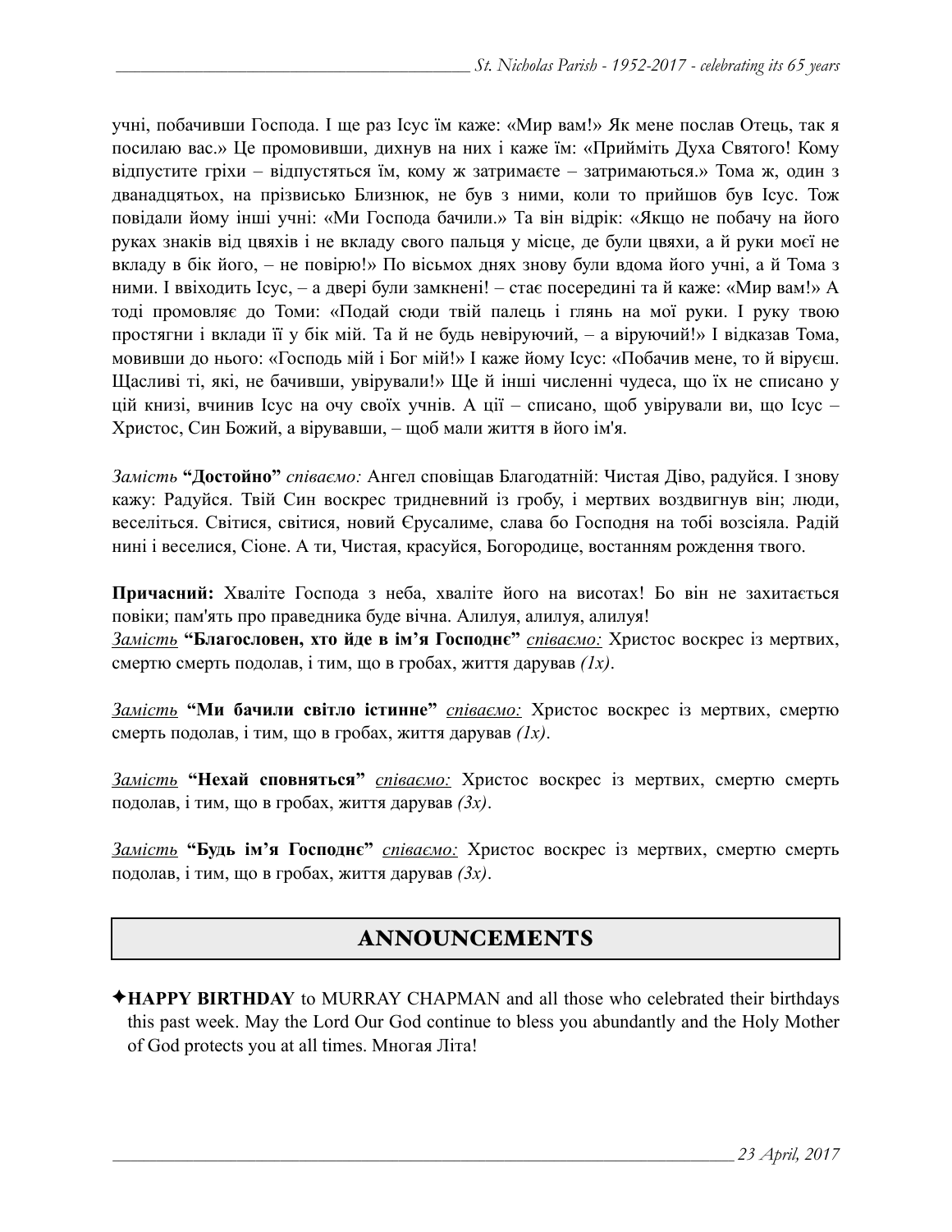учні, побачивши Господа. І ще раз Ісус їм каже: «Мир вам!» Як мене послав Отець, так я посилаю вас.» Це промовивши, дихнув на них і каже їм: «Прийміть Духа Святого! Кому відпустите гріхи – відпустяться їм, кому ж затримаєте – затримаються.» Тома ж, один з дванадцятьох, на прізвисько Близнюк, не був з ними, коли то прийшов був Ісус. Тож повідали йому інші учні: «Ми Господа бачили.» Та він відрік: «Якщо не побачу на його руках знаків від цвяхів і не вкладу свого пальця у місце, де були цвяхи, а й руки моєї не вкладу в бік його, – не повірю!» По вісьмох днях знову були вдома його учні, а й Тома з ними. І ввіходить Ісус, – а двері були замкнені! – стає посередині та й каже: «Мир вам!» А тоді промовляє до Томи: «Подай сюди твій палець і глянь на мої руки. І руку твою простягни і вклади її у бік мій. Та й не будь невіруючий, – а віруючий!» І відказав Тома, мовивши до нього: «Господь мій і Бог мій!» І каже йому Ісус: «Побачив мене, то й віруєш. Щасливі ті, які, не бачивши, увірували!» Ще й інші численні чудеса, що їх не списано у цій книзі, вчинив Ісус на очу своїх учнів. А ції – списано, щоб увірували ви, що Ісус – Христос, Син Божий, а вірувавши, – щоб мали життя в його ім'я.

*Замість* **"Достойно"** *співаємо:* Ангел сповіщав Благодатній: Чистая Діво, радуйся. І знову кажу: Радуйся. Твій Син воскрес тридневний із гробу, і мертвих воздвигнув він; люди, веселіться. Світися, світися, новий Єрусалиме, слава бо Господня на тобі возсіяла. Радій нині і веселися, Сіоне. А ти, Чистая, красуйся, Богородице, востанням рождення твого.

**Причасний:** Хваліте Господа з неба, хваліте його на висотах! Бо він не захитається повіки; пам'ять про праведника буде вічна. Алилуя, алилуя, алилуя!
*Замість* **"Благословен, хто йде в ім'я Господнє"** *співаємо:* Христос воскрес із мертвих, смертю смерть подолав, і тим, що в гробах, життя дарував *(1x)*.

*Замість* **"Ми бачили світло істинне"** *співаємо:* Христос воскрес із мертвих, смертю смерть подолав, і тим, що в гробах, життя дарував *(1x)*.

*Замість* **"Нехай сповняться"** *співаємо:* Христос воскрес із мертвих, смертю смерть подолав, і тим, що в гробах, життя дарував *(3x)*.

*Замість* **"Будь ім'я Господнє"** *співаємо:* Христос воскрес із мертвих, смертю смерть подолав, і тим, що в гробах, життя дарував *(3x)*.

## ANNOUNCEMENTS

✦**HAPPY BIRTHDAY** to MURRAY CHAPMAN and all those who celebrated their birthdays this past week. May the Lord Our God continue to bless you abundantly and the Holy Mother of God protects you at all times. Многая Літа!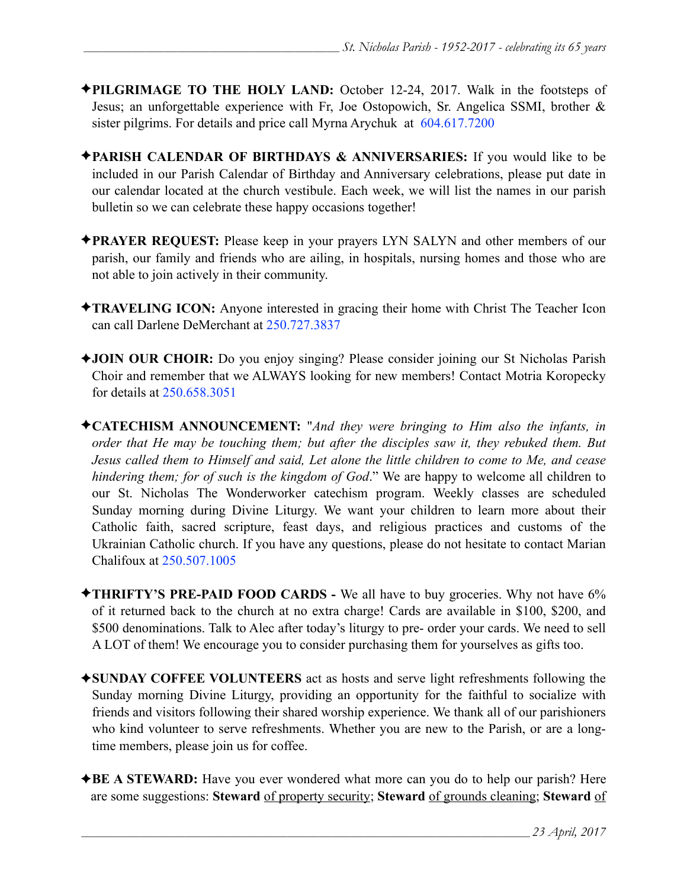✦**PILGRIMAGE TO THE HOLY LAND:** October 12-24, 2017. Walk in the footsteps of Jesus; an unforgettable experience with Fr, Joe Ostopowich, Sr. Angelica SSMI, brother & sister pilgrims. For details and price call Myrna Arychuk at 604.617.7200

✦**PARISH CALENDAR OF BIRTHDAYS & ANNIVERSARIES:** If you would like to be included in our Parish Calendar of Birthday and Anniversary celebrations, please put date in our calendar located at the church vestibule. Each week, we will list the names in our parish bulletin so we can celebrate these happy occasions together!

✦**PRAYER REQUEST:** Please keep in your prayers LYN SALYN and other members of our parish, our family and friends who are ailing, in hospitals, nursing homes and those who are not able to join actively in their community.

✦**TRAVELING ICON:** Anyone interested in gracing their home with Christ The Teacher Icon can call Darlene DeMerchant at 250.727.3837

✦**JOIN OUR CHOIR:** Do you enjoy singing? Please consider joining our St Nicholas Parish Choir and remember that we ALWAYS looking for new members! Contact Motria Koropecky for details at 250.658.3051

✦**CATECHISM ANNOUNCEMENT:** "*And they were bringing to Him also the infants, in order that He may be touching them; but after the disciples saw it, they rebuked them. But Jesus called them to Himself and said, Let alone the little children to come to Me, and cease hindering them; for of such is the kingdom of God*." We are happy to welcome all children to our St. Nicholas The Wonderworker catechism program. Weekly classes are scheduled Sunday morning during Divine Liturgy. We want your children to learn more about their Catholic faith, sacred scripture, feast days, and religious practices and customs of the Ukrainian Catholic church. If you have any questions, please do not hesitate to contact Marian Chalifoux at 250.507.1005

✦**THRIFTY'S PRE-PAID FOOD CARDS -** We all have to buy groceries. Why not have 6% of it returned back to the church at no extra charge! Cards are available in $100, $200, and $500 denominations. Talk to Alec after today's liturgy to pre- order your cards. We need to sell A LOT of them! We encourage you to consider purchasing them for yourselves as gifts too.

✦**SUNDAY COFFEE VOLUNTEERS** act as hosts and serve light refreshments following the Sunday morning Divine Liturgy, providing an opportunity for the faithful to socialize with friends and visitors following their shared worship experience. We thank all of our parishioners who kind volunteer to serve refreshments. Whether you are new to the Parish, or are a long-time members, please join us for coffee.

✦**BE A STEWARD:** Have you ever wondered what more can you do to help our parish? Here are some suggestions: **Steward** of property security; **Steward** of grounds cleaning; **Steward** of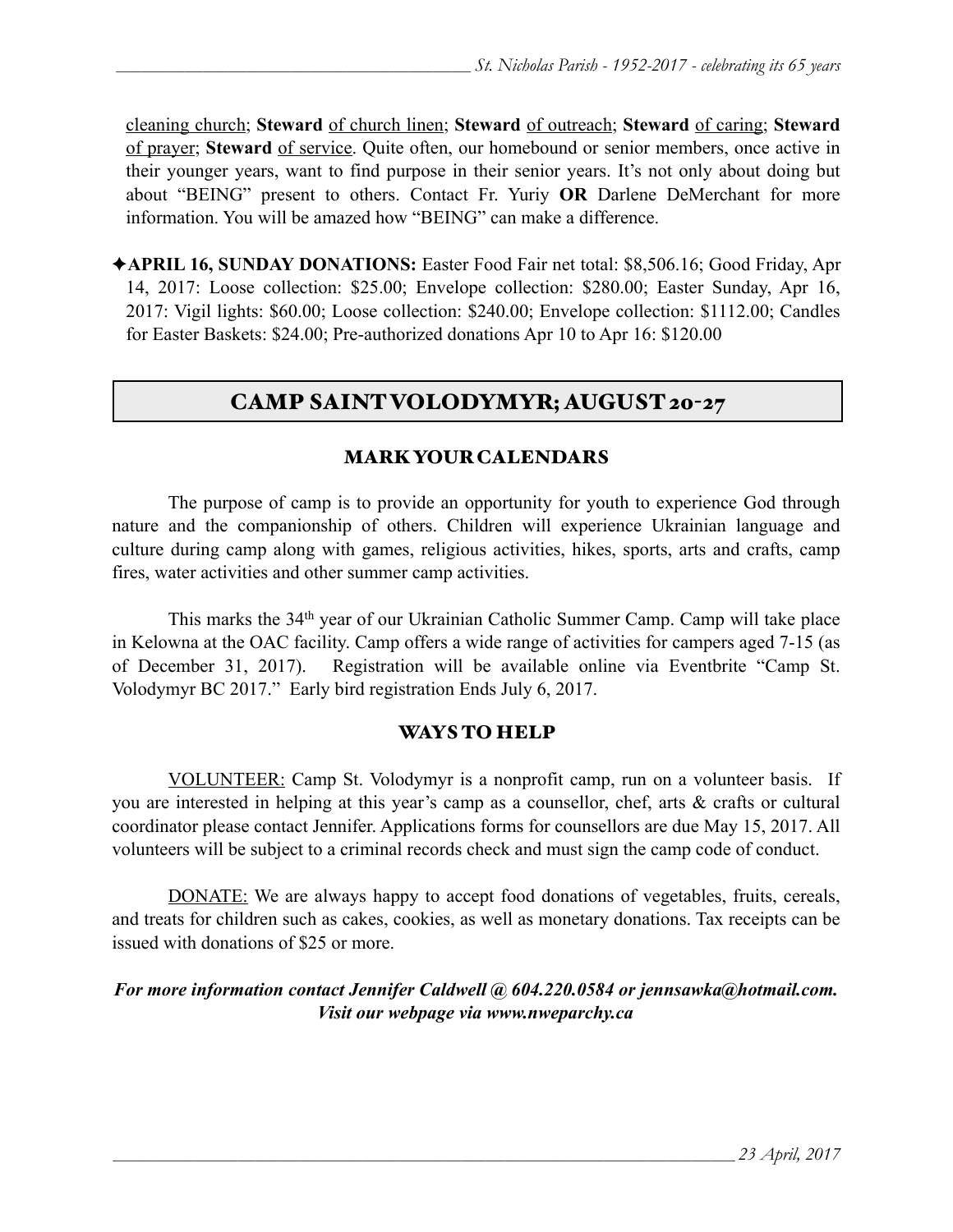cleaning church; **Steward** of church linen; **Steward** of outreach; **Steward** of caring; **Steward** of prayer; **Steward** of service. Quite often, our homebound or senior members, once active in their younger years, want to find purpose in their senior years. It's not only about doing but about "BEING" present to others. Contact Fr. Yuriy **OR** Darlene DeMerchant for more information. You will be amazed how "BEING" can make a difference.

✦**APRIL 16, SUNDAY DONATIONS:** Easter Food Fair net total: $8,506.16; Good Friday, Apr 14, 2017: Loose collection: $25.00; Envelope collection: $280.00; Easter Sunday, Apr 16, 2017: Vigil lights: $60.00; Loose collection: $240.00; Envelope collection: $1112.00; Candles for Easter Baskets: $24.00; Pre-authorized donations Apr 10 to Apr 16: $120.00

## CAMP SAINT VOLODYMYR; AUGUST 20-27

### MARK YOUR CALENDARS

The purpose of camp is to provide an opportunity for youth to experience God through nature and the companionship of others. Children will experience Ukrainian language and culture during camp along with games, religious activities, hikes, sports, arts and crafts, camp fires, water activities and other summer camp activities.

This marks the 34th year of our Ukrainian Catholic Summer Camp. Camp will take place in Kelowna at the OAC facility. Camp offers a wide range of activities for campers aged 7-15 (as of December 31, 2017). Registration will be available online via Eventbrite "Camp St. Volodymyr BC 2017." Early bird registration Ends July 6, 2017.

### WAYS TO HELP

VOLUNTEER: Camp St. Volodymyr is a nonprofit camp, run on a volunteer basis. If you are interested in helping at this year's camp as a counsellor, chef, arts & crafts or cultural coordinator please contact Jennifer. Applications forms for counsellors are due May 15, 2017. All volunteers will be subject to a criminal records check and must sign the camp code of conduct.

DONATE: We are always happy to accept food donations of vegetables, fruits, cereals, and treats for children such as cakes, cookies, as well as monetary donations. Tax receipts can be issued with donations of $25 or more.

***For more information contact Jennifer Caldwell @ 604.220.0584 or jennsawka@hotmail.com. Visit our webpage via www.nweparchy.ca***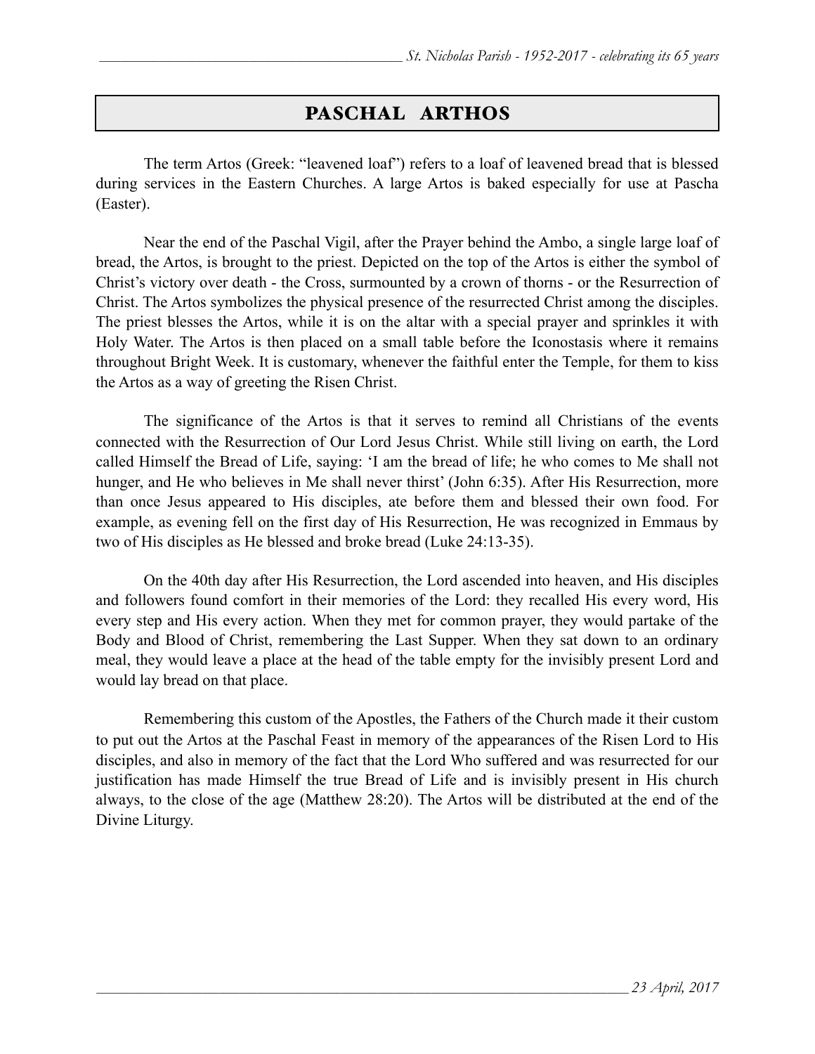## PASCHAL ARTHOS

The term Artos (Greek: “leavened loaf”) refers to a loaf of leavened bread that is blessed during services in the Eastern Churches. A large Artos is baked especially for use at Pascha (Easter).

Near the end of the Paschal Vigil, after the Prayer behind the Ambo, a single large loaf of bread, the Artos, is brought to the priest. Depicted on the top of the Artos is either the symbol of Christ’s victory over death - the Cross, surmounted by a crown of thorns - or the Resurrection of Christ. The Artos symbolizes the physical presence of the resurrected Christ among the disciples. The priest blesses the Artos, while it is on the altar with a special prayer and sprinkles it with Holy Water. The Artos is then placed on a small table before the Iconostasis where it remains throughout Bright Week. It is customary, whenever the faithful enter the Temple, for them to kiss the Artos as a way of greeting the Risen Christ.

The significance of the Artos is that it serves to remind all Christians of the events connected with the Resurrection of Our Lord Jesus Christ. While still living on earth, the Lord called Himself the Bread of Life, saying: ‘I am the bread of life; he who comes to Me shall not hunger, and He who believes in Me shall never thirst’ (John 6:35). After His Resurrection, more than once Jesus appeared to His disciples, ate before them and blessed their own food. For example, as evening fell on the first day of His Resurrection, He was recognized in Emmaus by two of His disciples as He blessed and broke bread (Luke 24:13-35).

On the 40th day after His Resurrection, the Lord ascended into heaven, and His disciples and followers found comfort in their memories of the Lord: they recalled His every word, His every step and His every action. When they met for common prayer, they would partake of the Body and Blood of Christ, remembering the Last Supper. When they sat down to an ordinary meal, they would leave a place at the head of the table empty for the invisibly present Lord and would lay bread on that place.

Remembering this custom of the Apostles, the Fathers of the Church made it their custom to put out the Artos at the Paschal Feast in memory of the appearances of the Risen Lord to His disciples, and also in memory of the fact that the Lord Who suffered and was resurrected for our justification has made Himself the true Bread of Life and is invisibly present in His church always, to the close of the age (Matthew 28:20). The Artos will be distributed at the end of the Divine Liturgy.